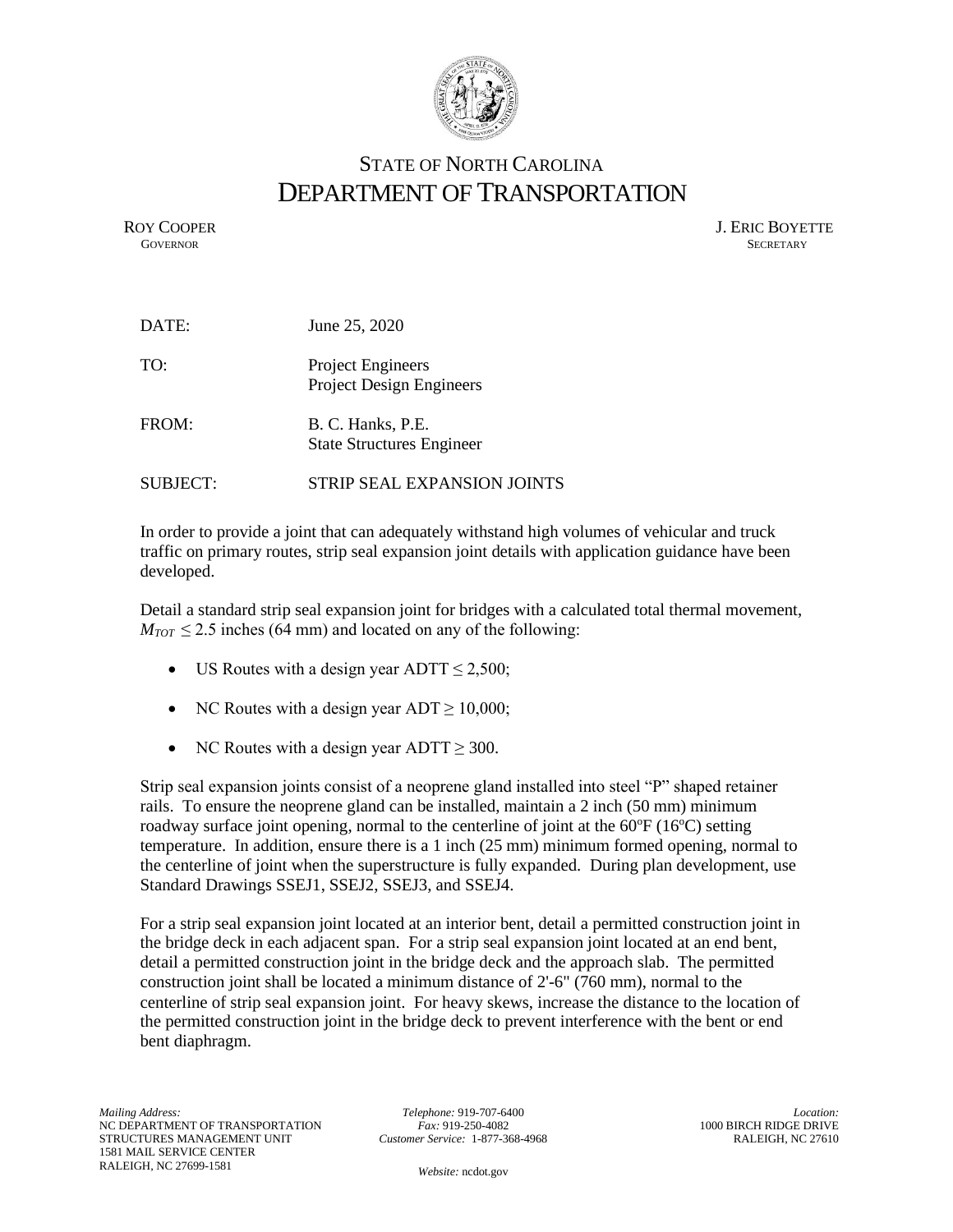# STATE OF NORTH CAROLINA
# DEPARTMENT OF TRANSPORTATION

ROY COOPER
GOVERNOR

J. ERIC BOYETTE
SECRETARY

DATE: June 25, 2020

TO: Project Engineers
Project Design Engineers

FROM: B. C. Hanks, P.E.
State Structures Engineer

SUBJECT: STRIP SEAL EXPANSION JOINTS

In order to provide a joint that can adequately withstand high volumes of vehicular and truck traffic on primary routes, strip seal expansion joint details with application guidance have been developed.

Detail a standard strip seal expansion joint for bridges with a calculated total thermal movement, $M_{TOT} \leq 2.5$ inches (64 mm) and located on any of the following:

- US Routes with a design year ADTT $\leq$ 2,500;
- NC Routes with a design year ADT $\geq$ 10,000;
- NC Routes with a design year ADTT $\geq$ 300.

Strip seal expansion joints consist of a neoprene gland installed into steel "P" shaped retainer rails. To ensure the neoprene gland can be installed, maintain a 2 inch (50 mm) minimum roadway surface joint opening, normal to the centerline of joint at the 60°F (16°C) setting temperature. In addition, ensure there is a 1 inch (25 mm) minimum formed opening, normal to the centerline of joint when the superstructure is fully expanded. During plan development, use Standard Drawings SSEJ1, SSEJ2, SSEJ3, and SSEJ4.

For a strip seal expansion joint located at an interior bent, detail a permitted construction joint in the bridge deck in each adjacent span. For a strip seal expansion joint located at an end bent, detail a permitted construction joint in the bridge deck and the approach slab. The permitted construction joint shall be located a minimum distance of 2'-6" (760 mm), normal to the centerline of strip seal expansion joint. For heavy skews, increase the distance to the location of the permitted construction joint in the bridge deck to prevent interference with the bent or end bent diaphragm.

*Mailing Address:*
NC DEPARTMENT OF TRANSPORTATION
STRUCTURES MANAGEMENT UNIT
1581 MAIL SERVICE CENTER
RALEIGH, NC 27699-1581

*Telephone:* 919-707-6400
*Fax:* 919-250-4082
*Customer Service:* 1-877-368-4968

*Website:* ncdot.gov

*Location:*
1000 BIRCH RIDGE DRIVE
RALEIGH, NC 27610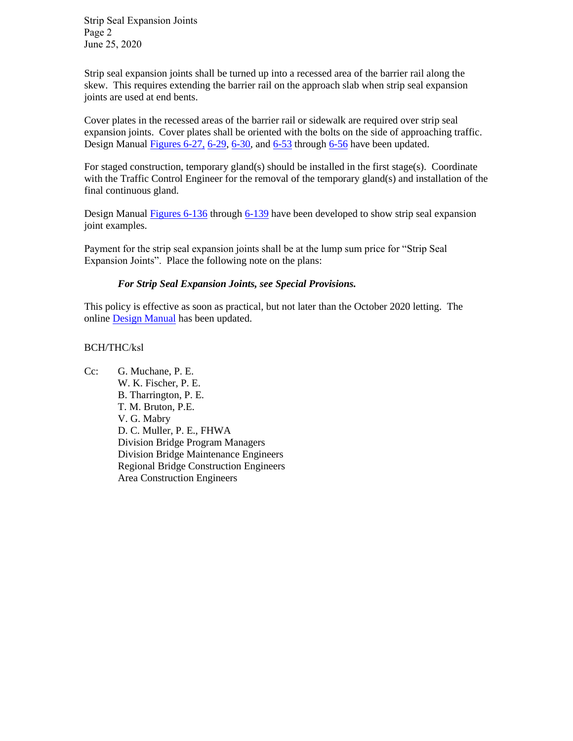Strip seal expansion joints shall be turned up into a recessed area of the barrier rail along the skew. This requires extending the barrier rail on the approach slab when strip seal expansion joints are used at end bents.

Cover plates in the recessed areas of the barrier rail or sidewalk are required over strip seal expansion joints. Cover plates shall be oriented with the bolts on the side of approaching traffic. Design Manual Figures 6-27, 6-29, 6-30, and 6-53 through 6-56 have been updated.

For staged construction, temporary gland(s) should be installed in the first stage(s). Coordinate with the Traffic Control Engineer for the removal of the temporary gland(s) and installation of the final continuous gland.

Design Manual Figures 6-136 through 6-139 have been developed to show strip seal expansion joint examples.

Payment for the strip seal expansion joints shall be at the lump sum price for "Strip Seal Expansion Joints". Place the following note on the plans:

***For Strip Seal Expansion Joints, see Special Provisions.***

This policy is effective as soon as practical, but not later than the October 2020 letting. The online Design Manual has been updated.

BCH/THC/ksl

Cc: G. Muchane, P. E.
W. K. Fischer, P. E.
B. Tharrington, P. E.
T. M. Bruton, P.E.
V. G. Mabry
D. C. Muller, P. E., FHWA
Division Bridge Program Managers
Division Bridge Maintenance Engineers
Regional Bridge Construction Engineers
Area Construction Engineers